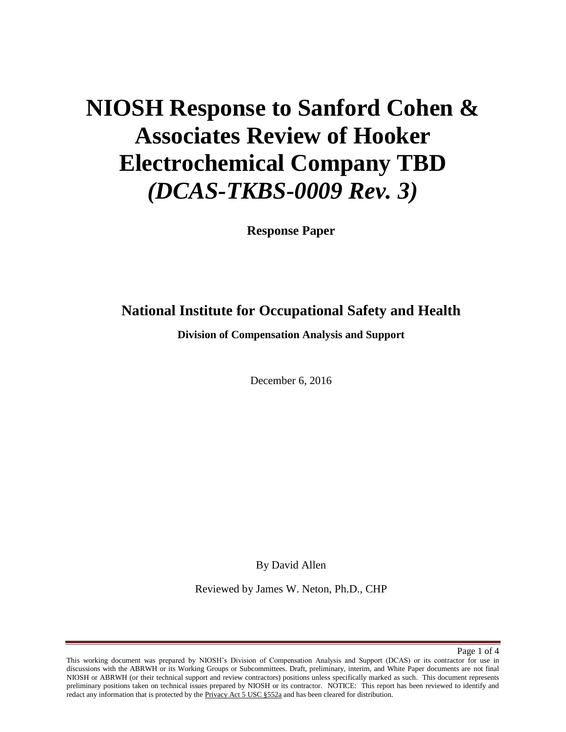# NIOSH Response to Sanford Cohen & Associates Review of Hooker Electrochemical Company TBD *(DCAS-TKBS-0009 Rev. 3)*

**Response Paper**

## National Institute for Occupational Safety and Health

**Division of Compensation Analysis and Support**

December 6, 2016

By David Allen

Reviewed by James W. Neton, Ph.D., CHP

This working document was prepared by NIOSH's Division of Compensation Analysis and Support (DCAS) or its contractor for use in discussions with the ABRWH or its Working Groups or Subcommittees. Draft, preliminary, interim, and White Paper documents are not final NIOSH or ABRWH (or their technical support and review contractors) positions unless specifically marked as such. This document represents preliminary positions taken on technical issues prepared by NIOSH or its contractor. NOTICE: This report has been reviewed to identify and redact any information that is protected by the Privacy Act 5 USC §552a and has been cleared for distribution.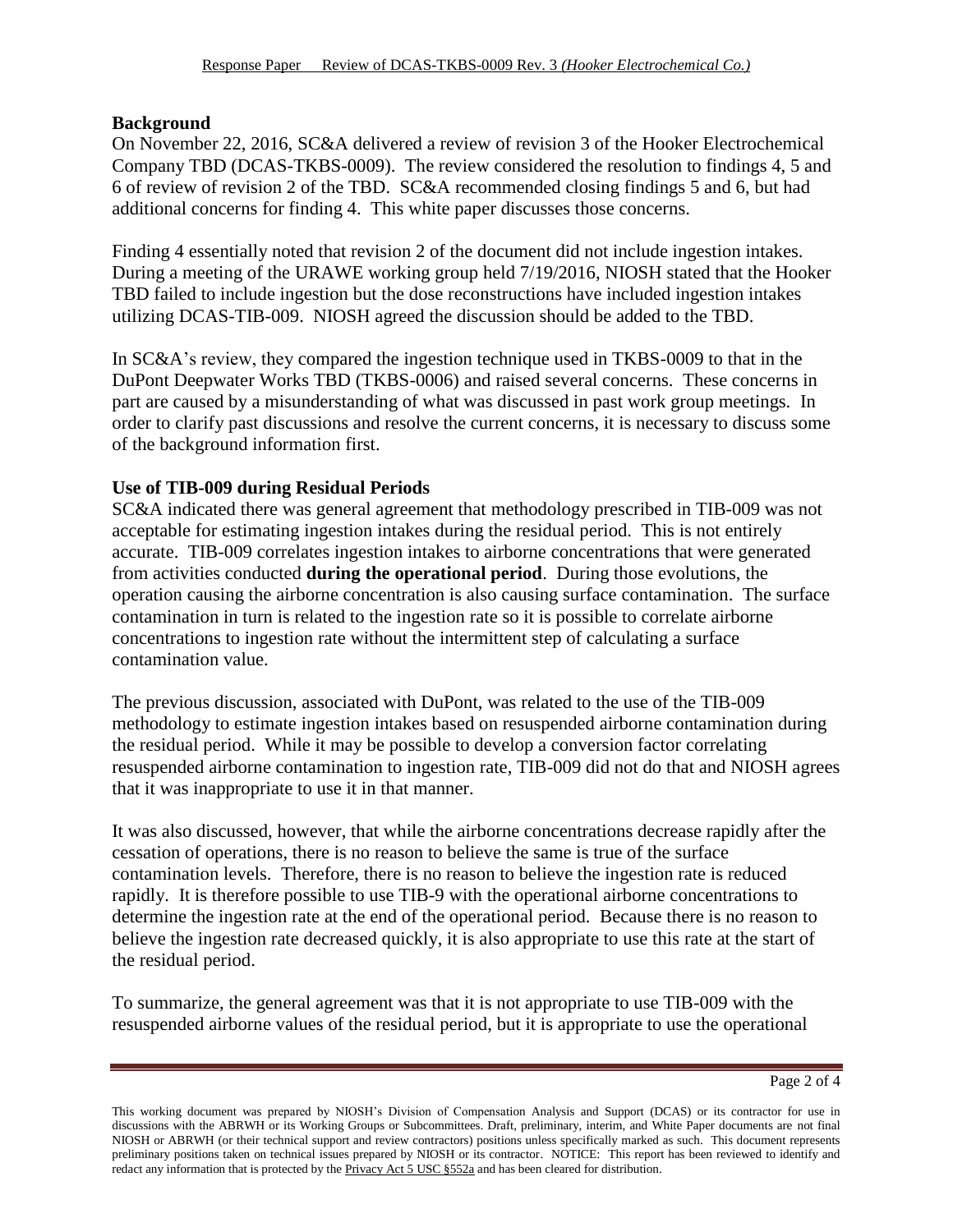## Background

On November 22, 2016, SC&A delivered a review of revision 3 of the Hooker Electrochemical Company TBD (DCAS-TKBS-0009). The review considered the resolution to findings 4, 5 and 6 of review of revision 2 of the TBD. SC&A recommended closing findings 5 and 6, but had additional concerns for finding 4. This white paper discusses those concerns.

Finding 4 essentially noted that revision 2 of the document did not include ingestion intakes. During a meeting of the URAWE working group held 7/19/2016, NIOSH stated that the Hooker TBD failed to include ingestion but the dose reconstructions have included ingestion intakes utilizing DCAS-TIB-009. NIOSH agreed the discussion should be added to the TBD.

In SC&A's review, they compared the ingestion technique used in TKBS-0009 to that in the DuPont Deepwater Works TBD (TKBS-0006) and raised several concerns. These concerns in part are caused by a misunderstanding of what was discussed in past work group meetings. In order to clarify past discussions and resolve the current concerns, it is necessary to discuss some of the background information first.

## Use of TIB-009 during Residual Periods

SC&A indicated there was general agreement that methodology prescribed in TIB-009 was not acceptable for estimating ingestion intakes during the residual period. This is not entirely accurate. TIB-009 correlates ingestion intakes to airborne concentrations that were generated from activities conducted **during the operational period**. During those evolutions, the operation causing the airborne concentration is also causing surface contamination. The surface contamination in turn is related to the ingestion rate so it is possible to correlate airborne concentrations to ingestion rate without the intermittent step of calculating a surface contamination value.

The previous discussion, associated with DuPont, was related to the use of the TIB-009 methodology to estimate ingestion intakes based on resuspended airborne contamination during the residual period. While it may be possible to develop a conversion factor correlating resuspended airborne contamination to ingestion rate, TIB-009 did not do that and NIOSH agrees that it was inappropriate to use it in that manner.

It was also discussed, however, that while the airborne concentrations decrease rapidly after the cessation of operations, there is no reason to believe the same is true of the surface contamination levels. Therefore, there is no reason to believe the ingestion rate is reduced rapidly. It is therefore possible to use TIB-9 with the operational airborne concentrations to determine the ingestion rate at the end of the operational period. Because there is no reason to believe the ingestion rate decreased quickly, it is also appropriate to use this rate at the start of the residual period.

To summarize, the general agreement was that it is not appropriate to use TIB-009 with the resuspended airborne values of the residual period, but it is appropriate to use the operational

This working document was prepared by NIOSH's Division of Compensation Analysis and Support (DCAS) or its contractor for use in discussions with the ABRWH or its Working Groups or Subcommittees. Draft, preliminary, interim, and White Paper documents are not final NIOSH or ABRWH (or their technical support and review contractors) positions unless specifically marked as such. This document represents preliminary positions taken on technical issues prepared by NIOSH or its contractor. NOTICE: This report has been reviewed to identify and redact any information that is protected by the Privacy Act 5 USC §552a and has been cleared for distribution.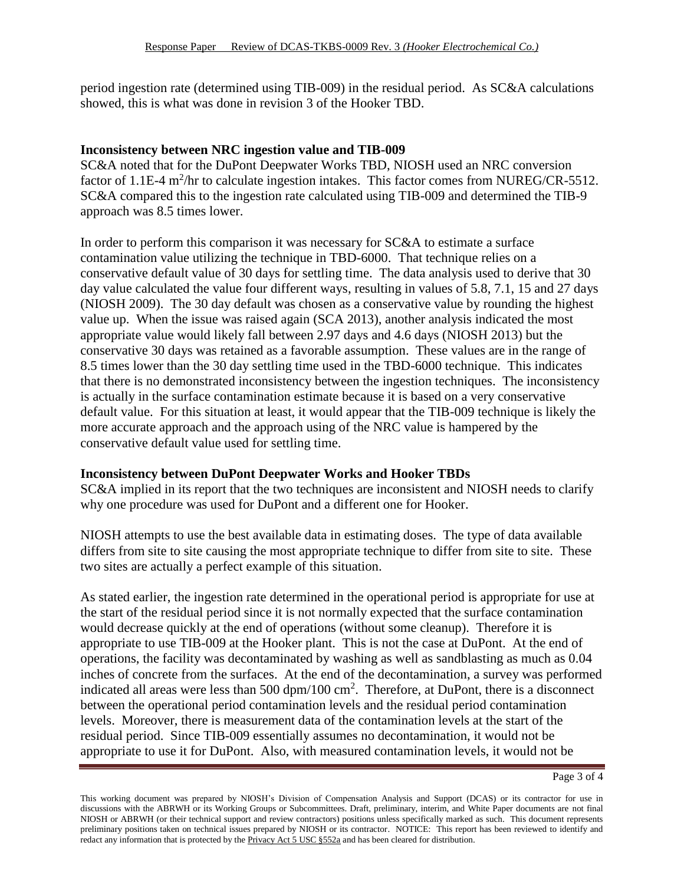period ingestion rate (determined using TIB-009) in the residual period. As SC&A calculations showed, this is what was done in revision 3 of the Hooker TBD.

**Inconsistency between NRC ingestion value and TIB-009**

SC&A noted that for the DuPont Deepwater Works TBD, NIOSH used an NRC conversion factor of 1.1E-4 $m^2$/hr to calculate ingestion intakes. This factor comes from NUREG/CR-5512. SC&A compared this to the ingestion rate calculated using TIB-009 and determined the TIB-9 approach was 8.5 times lower.

In order to perform this comparison it was necessary for SC&A to estimate a surface contamination value utilizing the technique in TBD-6000. That technique relies on a conservative default value of 30 days for settling time. The data analysis used to derive that 30 day value calculated the value four different ways, resulting in values of 5.8, 7.1, 15 and 27 days (NIOSH 2009). The 30 day default was chosen as a conservative value by rounding the highest value up. When the issue was raised again (SCA 2013), another analysis indicated the most appropriate value would likely fall between 2.97 days and 4.6 days (NIOSH 2013) but the conservative 30 days was retained as a favorable assumption. These values are in the range of 8.5 times lower than the 30 day settling time used in the TBD-6000 technique. This indicates that there is no demonstrated inconsistency between the ingestion techniques. The inconsistency is actually in the surface contamination estimate because it is based on a very conservative default value. For this situation at least, it would appear that the TIB-009 technique is likely the more accurate approach and the approach using of the NRC value is hampered by the conservative default value used for settling time.

**Inconsistency between DuPont Deepwater Works and Hooker TBDs**

SC&A implied in its report that the two techniques are inconsistent and NIOSH needs to clarify why one procedure was used for DuPont and a different one for Hooker.

NIOSH attempts to use the best available data in estimating doses. The type of data available differs from site to site causing the most appropriate technique to differ from site to site. These two sites are actually a perfect example of this situation.

As stated earlier, the ingestion rate determined in the operational period is appropriate for use at the start of the residual period since it is not normally expected that the surface contamination would decrease quickly at the end of operations (without some cleanup). Therefore it is appropriate to use TIB-009 at the Hooker plant. This is not the case at DuPont. At the end of operations, the facility was decontaminated by washing as well as sandblasting as much as 0.04 inches of concrete from the surfaces. At the end of the decontamination, a survey was performed indicated all areas were less than 500 dpm/100 $cm^2$. Therefore, at DuPont, there is a disconnect between the operational period contamination levels and the residual period contamination levels. Moreover, there is measurement data of the contamination levels at the start of the residual period. Since TIB-009 essentially assumes no decontamination, it would not be appropriate to use it for DuPont. Also, with measured contamination levels, it would not be

This working document was prepared by NIOSH's Division of Compensation Analysis and Support (DCAS) or its contractor for use in discussions with the ABRWH or its Working Groups or Subcommittees. Draft, preliminary, interim, and White Paper documents are not final NIOSH or ABRWH (or their technical support and review contractors) positions unless specifically marked as such. This document represents preliminary positions taken on technical issues prepared by NIOSH or its contractor. NOTICE: This report has been reviewed to identify and redact any information that is protected by the Privacy Act 5 USC §552a and has been cleared for distribution.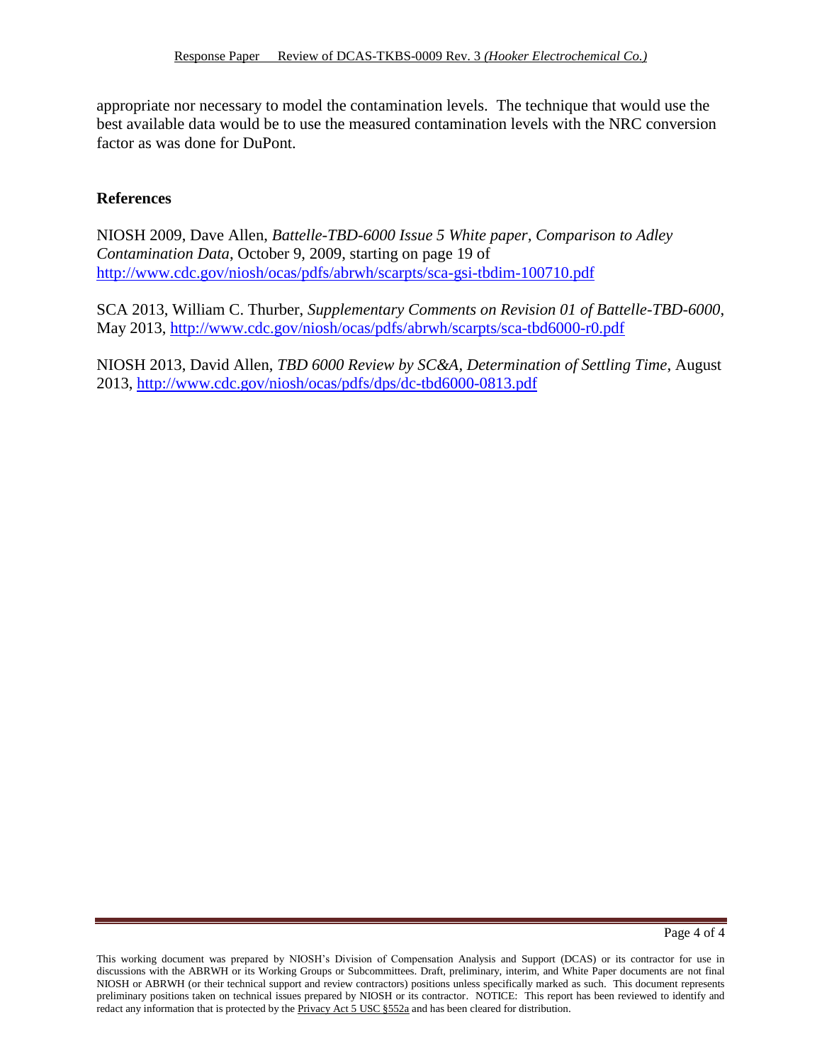appropriate nor necessary to model the contamination levels. The technique that would use the best available data would be to use the measured contamination levels with the NRC conversion factor as was done for DuPont.

## References

NIOSH 2009, Dave Allen, *Battelle-TBD-6000 Issue 5 White paper, Comparison to Adley Contamination Data*, October 9, 2009, starting on page 19 of http://www.cdc.gov/niosh/ocas/pdfs/abrwh/scarpts/sca-gsi-tbdim-100710.pdf

SCA 2013, William C. Thurber, *Supplementary Comments on Revision 01 of Battelle-TBD-6000*, May 2013, http://www.cdc.gov/niosh/ocas/pdfs/abrwh/scarpts/sca-tbd6000-r0.pdf

NIOSH 2013, David Allen, *TBD 6000 Review by SC&A, Determination of Settling Time*, August 2013, http://www.cdc.gov/niosh/ocas/pdfs/dps/dc-tbd6000-0813.pdf

This working document was prepared by NIOSH's Division of Compensation Analysis and Support (DCAS) or its contractor for use in discussions with the ABRWH or its Working Groups or Subcommittees. Draft, preliminary, interim, and White Paper documents are not final NIOSH or ABRWH (or their technical support and review contractors) positions unless specifically marked as such. This document represents preliminary positions taken on technical issues prepared by NIOSH or its contractor. NOTICE: This report has been reviewed to identify and redact any information that is protected by the Privacy Act 5 USC §552a and has been cleared for distribution.